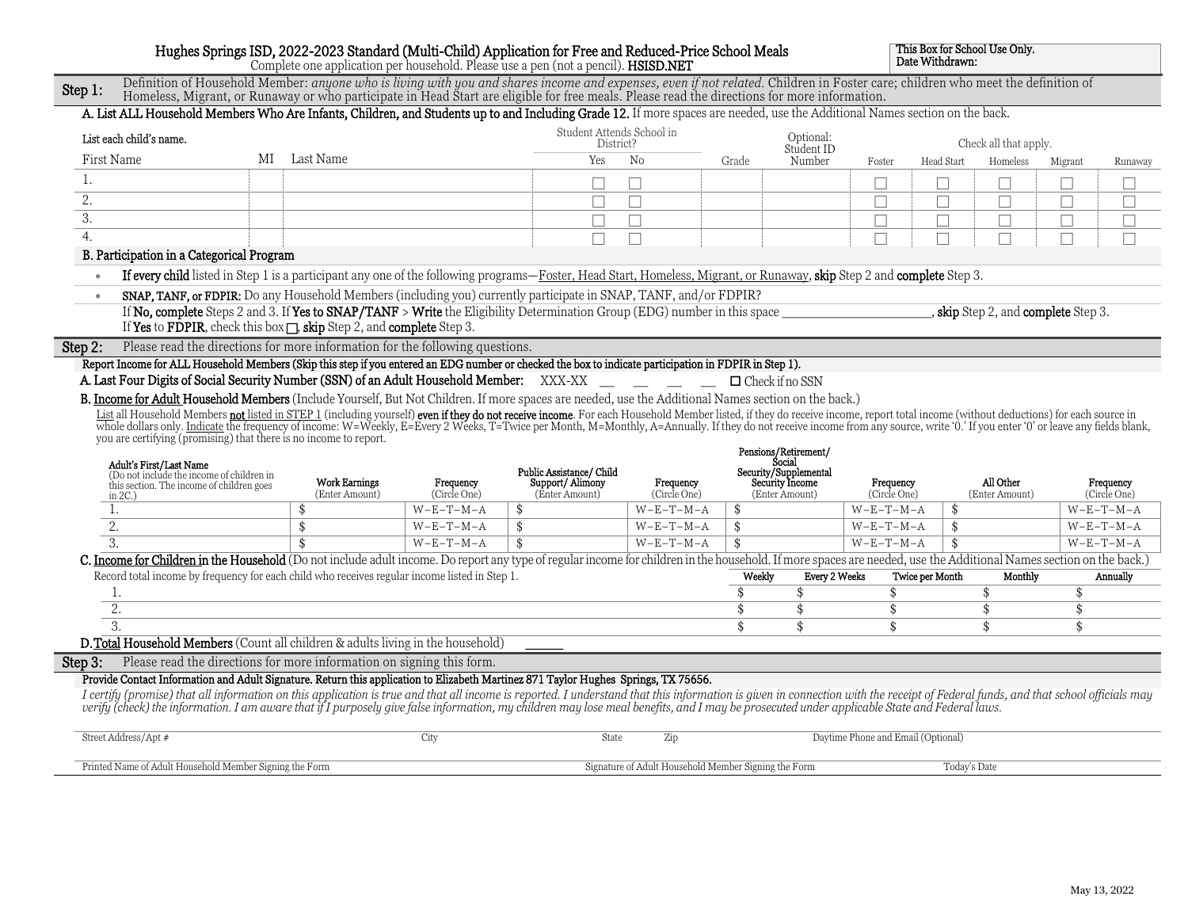# Hughes Springs ISD, 2022-2023 Standard (Multi-Child) Application for Free and Reduced-Price School Meals

Complete one application per household. Please use a pen (not a pencil). **HSISD.NET**

**This Box for School Use Only.**
**Date Withdrawn:**

## Step 1:

Definition of Household Member: *anyone who is living with you and shares income and expenses, even if not related.* Children in Foster care; children who meet the definition of Homeless, Migrant, or Runaway or who participate in Head Start are eligible for free meals. Please read the directions for more information.

**A. List ALL Household Members Who Are Infants, Children, and Students up to and Including Grade 12.** If more spaces are needed, use the Additional Names section on the back.

| List each child's name. | | | Student Attends School in District? | | | Optional: | Check all that apply. | | | | |
|---|---|---|---|---|---|---|---|---|---|---|---|
| First Name | MI | Last Name | Yes | No | Grade | Student ID Number | Foster | Head Start | Homeless | Migrant | Runaway |
| 1. | | | ☐ | ☐ | | | ☐ | ☐ | ☐ | ☐ | ☐ |
| 2. | | | ☐ | ☐ | | | ☐ | ☐ | ☐ | ☐ | ☐ |
| 3. | | | ☐ | ☐ | | | ☐ | ☐ | ☐ | ☐ | ☐ |
| 4. | | | ☐ | ☐ | | | ☐ | ☐ | ☐ | ☐ | ☐ |

**B. Participation in a Categorical Program**

- **If every child** listed in Step 1 is a participant any one of the following programs—Foster, Head Start, Homeless, Migrant, or Runaway, **skip** Step 2 and **complete** Step 3.
- **SNAP, TANF, or FDPIR:** Do any Household Members (including you) currently participate in SNAP, TANF, and/or FDPIR?

  If **No, complete** Steps 2 and 3. If **Yes to SNAP/TANF** > **Write** the Eligibility Determination Group (EDG) number in this space ________________________, **skip** Step 2, and **complete** Step 3.

  If **Yes** to **FDPIR**, check this box ☐, **skip** Step 2, and **complete** Step 3.

## Step 2:

Please read the directions for more information for the following questions.

**Report Income for ALL Household Members (Skip this step if you entered an EDG number or checked the box to indicate participation in FDPIR in Step 1).**

**A. Last Four Digits of Social Security Number (SSN) of an Adult Household Member:** XXX-XX __ __ __ __ ☐ Check if no SSN

**B. Income for Adult Household Members** (Include Yourself, But Not Children. If more spaces are needed, use the Additional Names section on the back.)

List all Household Members **not** listed in STEP 1 (including yourself) **even if they do not receive income**. For each Household Member listed, if they do receive income, report total income (without deductions) for each source in whole dollars only. Indicate the frequency of income: W=Weekly, E=Every 2 Weeks, T=Twice per Month, M=Monthly, A=Annually. If they do not receive income from any source, write '0.' If you enter '0' or leave any fields blank, you are certifying (promising) that there is no income to report.

| Adult's First/Last Name (Do not include the income of children in this section. The income of children goes in 2C.) | Work Earnings (Enter Amount) | Frequency (Circle One) | Public Assistance/ Child Support/ Alimony (Enter Amount) | Frequency (Circle One) | Pensions/Retirement/ Social Security/Supplemental Security Income (Enter Amount) | Frequency (Circle One) | All Other (Enter Amount) | Frequency (Circle One) |
|---|---|---|---|---|---|---|---|---|
| 1. | $ | W–E–T–M–A | $ | W–E–T–M–A | $ | W–E–T–M–A | $ | W–E–T–M–A |
| 2. | $ | W–E–T–M–A | $ | W–E–T–M–A | $ | W–E–T–M–A | $ | W–E–T–M–A |
| 3. | $ | W–E–T–M–A | $ | W–E–T–M–A | $ | W–E–T–M–A | $ | W–E–T–M–A |

**C. Income for Children in the Household** (Do not include adult income. Do report any type of regular income for children in the household. If more spaces are needed, use the Additional Names section on the back.)

| Record total income by frequency for each child who receives regular income listed in Step 1. | Weekly | Every 2 Weeks | Twice per Month | Monthly | Annually |
|---|---|---|---|---|---|
| 1. | $ | $ | $ | $ | $ |
| 2. | $ | $ | $ | $ | $ |
| 3. | $ | $ | $ | $ | $ |

**D. Total Household Members** (Count all children & adults living in the household) ______

## Step 3:

Please read the directions for more information on signing this form.

**Provide Contact Information and Adult Signature. Return this application to Elizabeth Martinez 871 Taylor Hughes Springs, TX 75656.**

*I certify (promise) that all information on this application is true and that all income is reported. I understand that this information is given in connection with the receipt of Federal funds, and that school officials may verify (check) the information. I am aware that if I purposely give false information, my children may lose meal benefits, and I may be prosecuted under applicable State and Federal laws.*

Street Address/Apt # | City | State | Zip | Daytime Phone and Email (Optional)

Printed Name of Adult Household Member Signing the Form | Signature of Adult Household Member Signing the Form | Today's Date

May 13, 2022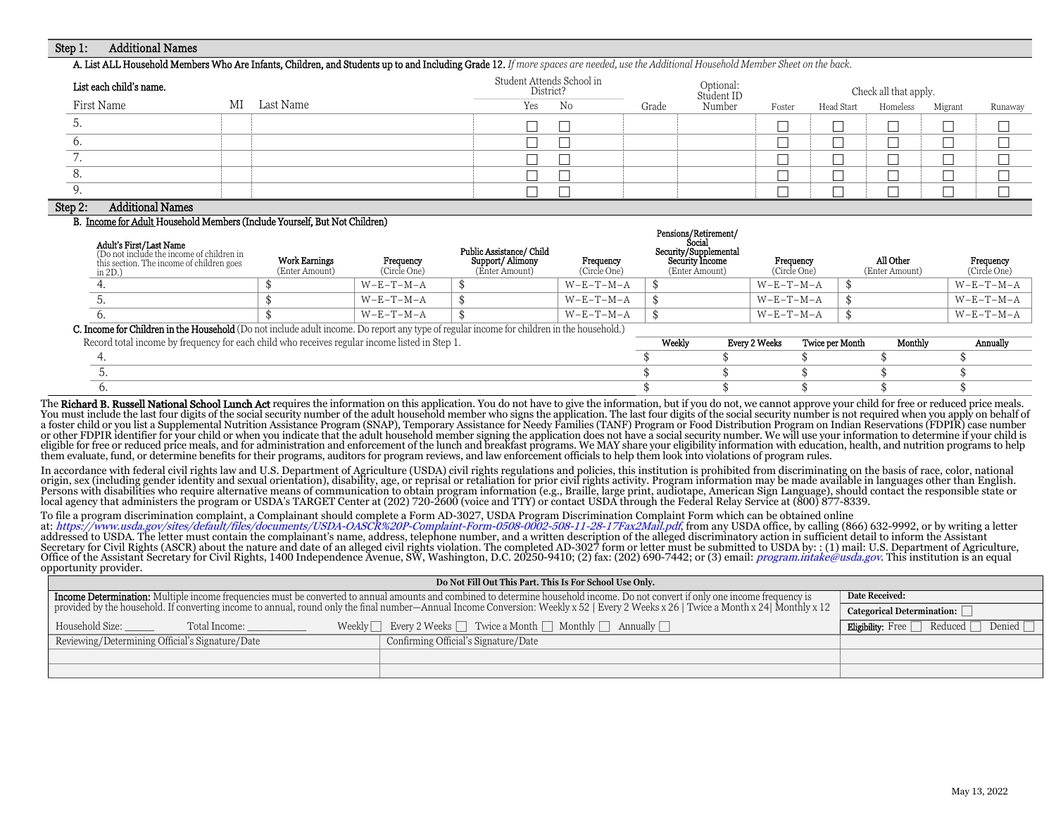## Step 1: Additional Names

**A. List ALL Household Members Who Are Infants, Children, and Students up to and Including Grade 12.** *If more spaces are needed, use the Additional Household Member Sheet on the back.*

| List each child's name. First Name | MI | Last Name | Student Attends School in District? Yes | No | Grade | Optional: Student ID Number | Check all that apply. Foster | Head Start | Homeless | Migrant | Runaway |
|---|---|---|---|---|---|---|---|---|---|---|---|
| 5. | | | ☐ | ☐ | | | ☐ | ☐ | ☐ | ☐ | ☐ |
| 6. | | | ☐ | ☐ | | | ☐ | ☐ | ☐ | ☐ | ☐ |
| 7. | | | ☐ | ☐ | | | ☐ | ☐ | ☐ | ☐ | ☐ |
| 8. | | | ☐ | ☐ | | | ☐ | ☐ | ☐ | ☐ | ☐ |
| 9. | | | ☐ | ☐ | | | ☐ | ☐ | ☐ | ☐ | ☐ |

## Step 2: Additional Names

**B. Income for Adult Household Members (Include Yourself, But Not Children)**

| Adult's First/Last Name (Do not include the income of children in this section. The income of children goes in 2D.) | Work Earnings (Enter Amount) | Frequency (Circle One) | Public Assistance/ Child Support/ Alimony (Enter Amount) | Frequency (Circle One) | Pensions/Retirement/ Social Security/Supplemental Security Income (Enter Amount) | Frequency (Circle One) | All Other (Enter Amount) | Frequency (Circle One) |
|---|---|---|---|---|---|---|---|---|
| 4. | $ | W–E–T–M–A | $ | W–E–T–M–A | $ | W–E–T–M–A | $ | W–E–T–M–A |
| 5. | $ | W–E–T–M–A | $ | W–E–T–M–A | $ | W–E–T–M–A | $ | W–E–T–M–A |
| 6. | $ | W–E–T–M–A | $ | W–E–T–M–A | $ | W–E–T–M–A | $ | W–E–T–M–A |

**C. Income for Children in the Household** (Do not include adult income. Do report any type of regular income for children in the household.)

| Record total income by frequency for each child who receives regular income listed in Step 1. | Weekly | Every 2 Weeks | Twice per Month | Monthly | Annually |
|---|---|---|---|---|---|
| 4. | $ | $ | $ | $ | $ |
| 5. | $ | $ | $ | $ | $ |
| 6. | $ | $ | $ | $ | $ |

The **Richard B. Russell National School Lunch Act** requires the information on this application. You do not have to give the information, but if you do not, we cannot approve your child for free or reduced price meals. You must include the last four digits of the social security number of the adult household member who signs the application. The last four digits of the social security number is not required when you apply on behalf of a foster child or you list a Supplemental Nutrition Assistance Program (SNAP), Temporary Assistance for Needy Families (TANF) Program or Food Distribution Program on Indian Reservations (FDPIR) case number or other FDPIR identifier for your child or when you indicate that the adult household member signing the application does not have a social security number. We will use your information to determine if your child is eligible for free or reduced price meals, and for administration and enforcement of the lunch and breakfast programs. We MAY share your eligibility information with education, health, and nutrition programs to help them evaluate, fund, or determine benefits for their programs, auditors for program reviews, and law enforcement officials to help them look into violations of program rules.

In accordance with federal civil rights law and U.S. Department of Agriculture (USDA) civil rights regulations and policies, this institution is prohibited from discriminating on the basis of race, color, national origin, sex (including gender identity and sexual orientation), disability, age, or reprisal or retaliation for prior civil rights activity. Program information may be made available in languages other than English. Persons with disabilities who require alternative means of communication to obtain program information (e.g., Braille, large print, audiotape, American Sign Language), should contact the responsible state or local agency that administers the program or USDA's TARGET Center at (202) 720-2600 (voice and TTY) or contact USDA through the Federal Relay Service at (800) 877-8339.

To file a program discrimination complaint, a Complainant should complete a Form AD-3027, USDA Program Discrimination Complaint Form which can be obtained online at: *https://www.usda.gov/sites/default/files/documents/USDA-OASCR%20P-Complaint-Form-0508-0002-508-11-28-17Fax2Mail.pdf*, from any USDA office, by calling (866) 632-9992, or by writing a letter addressed to USDA. The letter must contain the complainant's name, address, telephone number, and a written description of the alleged discriminatory action in sufficient detail to inform the Assistant Secretary for Civil Rights (ASCR) about the nature and date of an alleged civil rights violation. The completed AD-3027 form or letter must be submitted to USDA by: : (1) mail: U.S. Department of Agriculture, Office of the Assistant Secretary for Civil Rights, 1400 Independence Avenue, SW, Washington, D.C. 20250-9410; (2) fax: (202) 690-7442; or (3) email: *program.intake@usda.gov*. This institution is an equal opportunity provider.

| Do Not Fill Out This Part. This Is For School Use Only. | | |
|---|---|---|
| **Income Determination:** Multiple income frequencies must be converted to annual amounts and combined to determine household income. Do not convert if only one income frequency is provided by the household. If converting income to annual, round only the final number—Annual Income Conversion: Weekly x 52 \| Every 2 Weeks x 26 \| Twice a Month x 24\| Monthly x 12 | | **Date Received:** |
| | | **Categorical Determination:** ☐ |
| Household Size: _____ Total Income: __________ Weekly ☐ Every 2 Weeks ☐ Twice a Month ☐ Monthly ☐ Annually ☐ | | **Eligibility:** Free ☐ Reduced ☐ Denied ☐ |
| Reviewing/Determining Official's Signature/Date | Confirming Official's Signature/Date | |
| | | |
| | | |

May 13, 2022